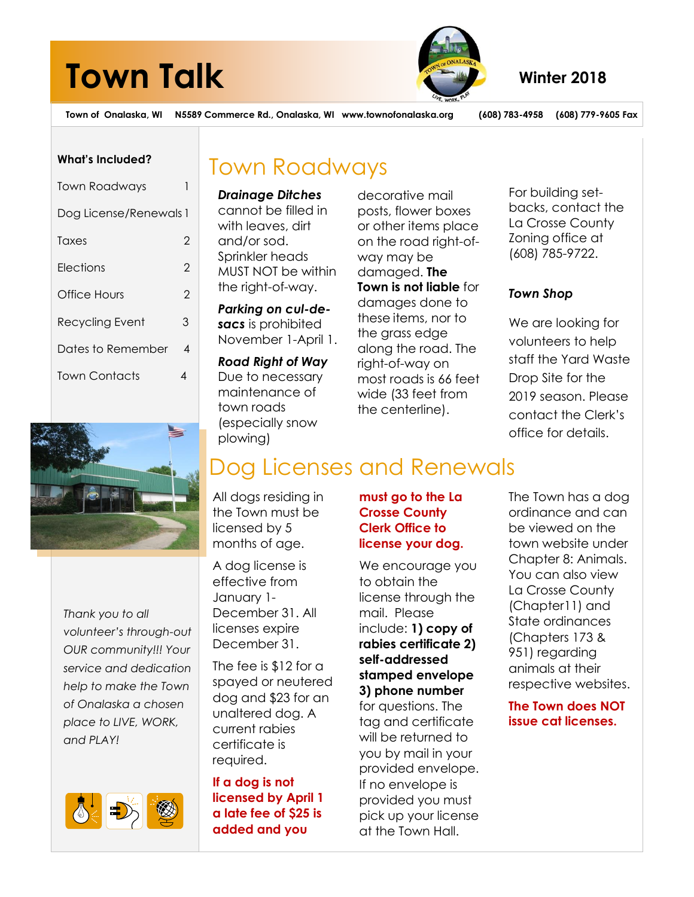# Town Talk

**Winter 2018**

**Town of Onalaska, WI  N5589 Commerce Rd., Onalaska, WI  www.townofonalaska.org  (608) 783-4958  (608) 779-9605 Fax**

**What's Included?**

| | |
|---|---|
| Town Roadways | 1 |
| Dog License/Renewals | 1 |
| Taxes | 2 |
| Elections | 2 |
| Office Hours | 2 |
| Recycling Event | 3 |
| Dates to Remember | 4 |
| Town Contacts | 4 |

*Thank you to all volunteer's through-out OUR community!!! Your service and dedication help to make the Town of Onalaska a chosen place to LIVE, WORK, and PLAY!*

## Town Roadways

***Drainage Ditches*** cannot be filled in with leaves, dirt and/or sod. Sprinkler heads MUST NOT be within the right-of-way.

***Parking on cul-de-sacs*** is prohibited November 1-April 1.

***Road Right of Way*** Due to necessary maintenance of town roads (especially snow plowing) decorative mail posts, flower boxes or other items place on the road right-of-way may be damaged. **The Town is not liable** for damages done to these items, nor to the grass edge along the road. The right-of-way on most roads is 66 feet wide (33 feet from the centerline).

For building set-backs, contact the La Crosse County Zoning office at (608) 785-9722.

***Town Shop***

We are looking for volunteers to help staff the Yard Waste Drop Site for the 2019 season. Please contact the Clerk's office for details.

## Dog Licenses and Renewals

All dogs residing in the Town must be licensed by 5 months of age.

A dog license is effective from January 1-December 31. All licenses expire December 31.

The fee is $12 for a spayed or neutered dog and $23 for an unaltered dog. A current rabies certificate is required.

**If a dog is not licensed by April 1 a late fee of $25 is added and you must go to the La Crosse County Clerk Office to license your dog.**

We encourage you to obtain the license through the mail. Please include: **1) copy of rabies certificate 2) self-addressed stamped envelope 3) phone number** for questions. The tag and certificate will be returned to you by mail in your provided envelope. If no envelope is provided you must pick up your license at the Town Hall.

The Town has a dog ordinance and can be viewed on the town website under Chapter 8: Animals. You can also view La Crosse County (Chapter11) and State ordinances (Chapters 173 & 951) regarding animals at their respective websites.

**The Town does NOT issue cat licenses.**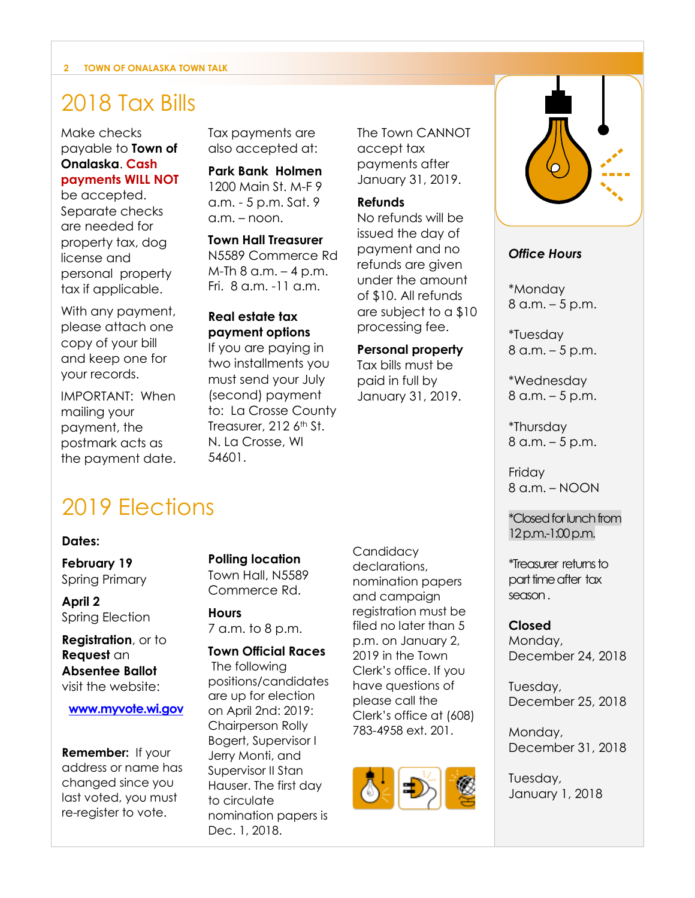# 2018 Tax Bills

Make checks payable to **Town of Onalaska**. **Cash payments WILL NOT** be accepted. Separate checks are needed for property tax, dog license and personal property tax if applicable.

With any payment, please attach one copy of your bill and keep one for your records.

IMPORTANT: When mailing your payment, the postmark acts as the payment date.

Tax payments are also accepted at:

**Park Bank Holmen**
1200 Main St. M-F 9 a.m. - 5 p.m. Sat. 9 a.m. – noon.

**Town Hall Treasurer**
N5589 Commerce Rd
M-Th 8 a.m. – 4 p.m.
Fri. 8 a.m. -11 a.m.

**Real estate tax payment options**
If you are paying in two installments you must send your July (second) payment to: La Crosse County Treasurer, 212 6th St. N. La Crosse, WI 54601.

The Town CANNOT accept tax payments after January 31, 2019.

**Refunds**
No refunds will be issued the day of payment and no refunds are given under the amount of $10. All refunds are subject to a $10 processing fee.

**Personal property**
Tax bills must be paid in full by January 31, 2019.

# 2019 Elections

**Dates:**

**February 19**
Spring Primary

**April 2**
Spring Election

**Registration**, or to **Request** an **Absentee Ballot** visit the website:

www.myvote.wi.gov

**Remember:** If your address or name has changed since you last voted, you must re-register to vote.

**Polling location**
Town Hall, N5589 Commerce Rd.

**Hours**
7 a.m. to 8 p.m.

**Town Official Races**
The following positions/candidates are up for election on April 2nd: 2019: Chairperson Rolly Bogert, Supervisor I Jerry Monti, and Supervisor II Stan Hauser. The first day to circulate nomination papers is Dec. 1, 2018.

Candidacy declarations, nomination papers and campaign registration must be filed no later than 5 p.m. on January 2, 2019 in the Town Clerk's office. If you have questions of please call the Clerk's office at (608) 783-4958 ext. 201.

***Office Hours***

*Monday
8 a.m. – 5 p.m.

*Tuesday
8 a.m. – 5 p.m.

*Wednesday
8 a.m. – 5 p.m.

*Thursday
8 a.m. – 5 p.m.

Friday
8 a.m. – NOON

*Closed for lunch from 12 p.m.-1:00 p.m.

*Treasurer returns to part time after tax season.

**Closed**
Monday, December 24, 2018

Tuesday, December 25, 2018

Monday, December 31, 2018

Tuesday, January 1, 2018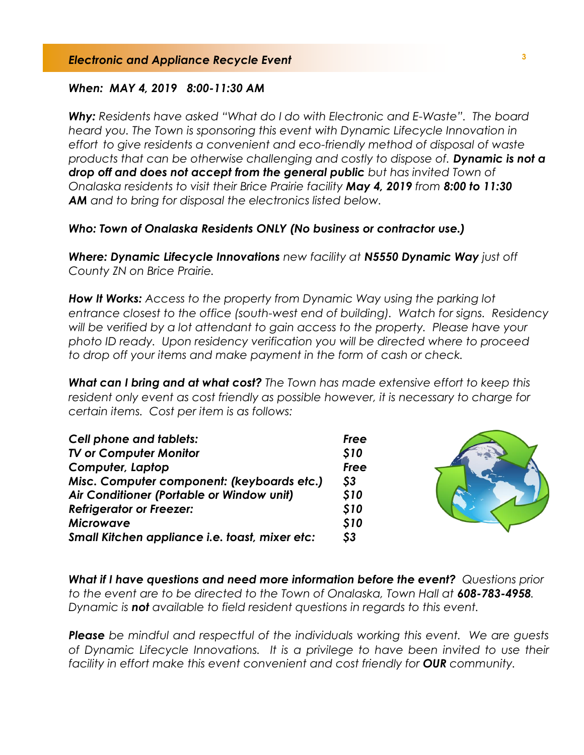## *Electronic and Appliance Recycle Event*

***When: MAY 4, 2019 8:00-11:30 AM***

***Why:*** *Residents have asked "What do I do with Electronic and E-Waste". The board heard you. The Town is sponsoring this event with Dynamic Lifecycle Innovation in effort to give residents a convenient and eco-friendly method of disposal of waste products that can be otherwise challenging and costly to dispose of.* ***Dynamic is not a drop off and does not accept from the general public*** *but has invited Town of Onalaska residents to visit their Brice Prairie facility* ***May 4, 2019*** *from* ***8:00 to 11:30 AM*** *and to bring for disposal the electronics listed below.*

***Who: Town of Onalaska Residents ONLY (No business or contractor use.)***

***Where: Dynamic Lifecycle Innovations*** *new facility at* ***N5550 Dynamic Way*** *just off County ZN on Brice Prairie.*

***How It Works:*** *Access to the property from Dynamic Way using the parking lot entrance closest to the office (south-west end of building). Watch for signs. Residency will be verified by a lot attendant to gain access to the property. Please have your photo ID ready. Upon residency verification you will be directed where to proceed to drop off your items and make payment in the form of cash or check.*

***What can I bring and at what cost?*** *The Town has made extensive effort to keep this resident only event as cost friendly as possible however, it is necessary to charge for certain items. Cost per item is as follows:*

| Item | Cost |
|---|---|
| ***Cell phone and tablets:*** | ***Free*** |
| ***TV or Computer Monitor*** | ***$10*** |
| ***Computer, Laptop*** | ***Free*** |
| ***Misc. Computer component: (keyboards etc.)*** | ***$3*** |
| ***Air Conditioner (Portable or Window unit)*** | ***$10*** |
| ***Refrigerator or Freezer:*** | ***$10*** |
| ***Microwave*** | ***$10*** |
| ***Small Kitchen appliance i.e. toast, mixer etc:*** | ***$3*** |

***What if I have questions and need more information before the event?*** *Questions prior to the event are to be directed to the Town of Onalaska, Town Hall at* ***608-783-4958****. Dynamic is* ***not*** *available to field resident questions in regards to this event.*

***Please*** *be mindful and respectful of the individuals working this event. We are guests of Dynamic Lifecycle Innovations. It is a privilege to have been invited to use their facility in effort make this event convenient and cost friendly for* ***OUR*** *community.*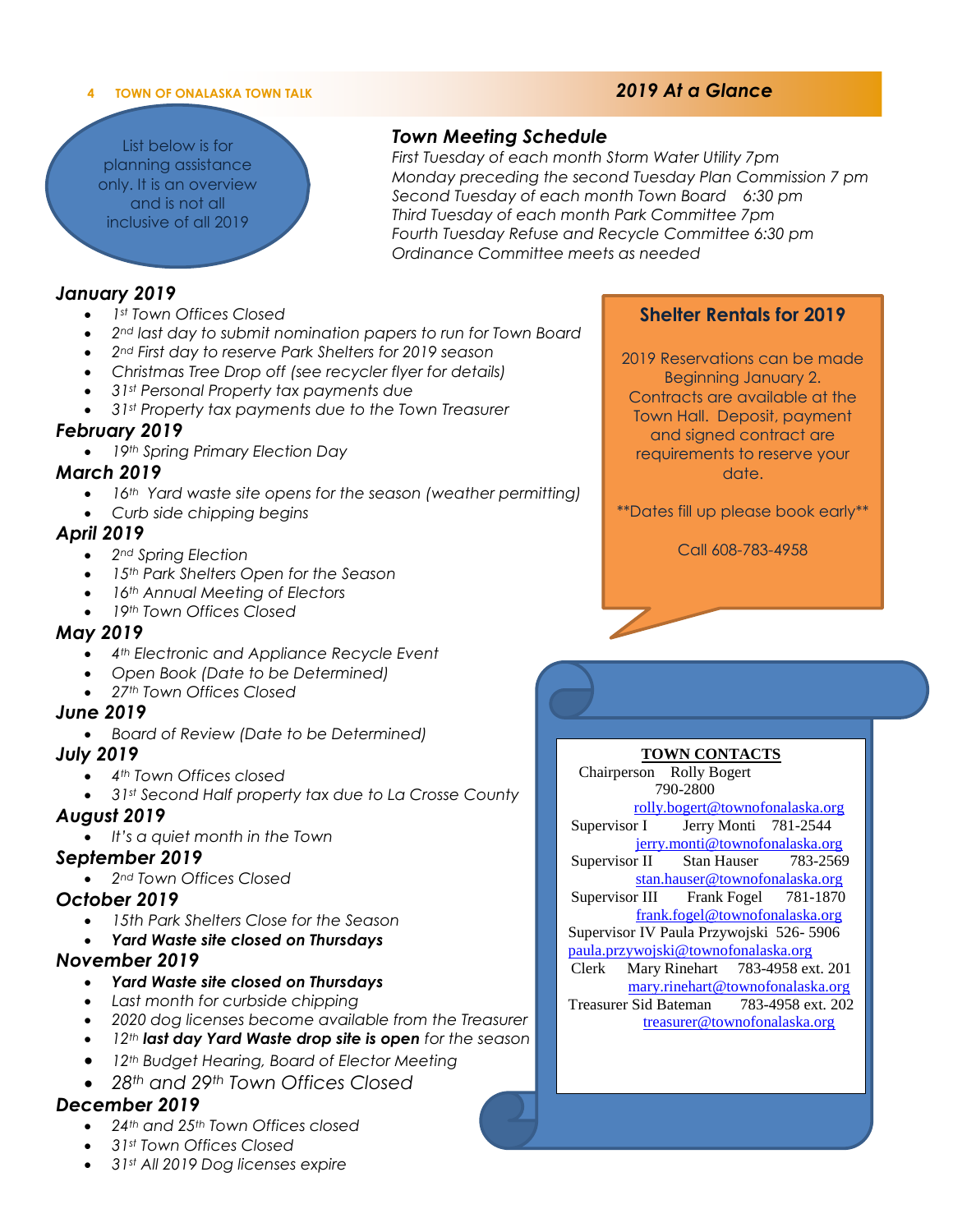## 2019 At a Glance

List below is for planning assistance only. It is an overview and is not all inclusive of all 2019

### *Town Meeting Schedule*

*First Tuesday of each month Storm Water Utility 7pm*
*Monday preceding the second Tuesday Plan Commission 7 pm*
*Second Tuesday of each month Town Board 6:30 pm*
*Third Tuesday of each month Park Committee 7pm*
*Fourth Tuesday Refuse and Recycle Committee 6:30 pm*
*Ordinance Committee meets as needed*

### *January 2019*

- *1st Town Offices Closed*
- *2nd last day to submit nomination papers to run for Town Board*
- *2nd First day to reserve Park Shelters for 2019 season*
- *Christmas Tree Drop off (see recycler flyer for details)*
- *31st Personal Property tax payments due*
- *31st Property tax payments due to the Town Treasurer*

### *February 2019*

- *19th Spring Primary Election Day*

### *March 2019*

- *16th Yard waste site opens for the season (weather permitting)*
- *Curb side chipping begins*

### *April 2019*

- *2nd Spring Election*
- *15th Park Shelters Open for the Season*
- *16th Annual Meeting of Electors*
- *19th Town Offices Closed*

### *May 2019*

- *4th Electronic and Appliance Recycle Event*
- *Open Book (Date to be Determined)*
- *27th Town Offices Closed*

### *June 2019*

- *Board of Review (Date to be Determined)*

### *July 2019*

- *4th Town Offices closed*
- *31st Second Half property tax due to La Crosse County*

### *August 2019*

- *It's a quiet month in the Town*

### *September 2019*

- *2nd Town Offices Closed*

### *October 2019*

- *15th Park Shelters Close for the Season*
- ***Yard Waste site closed on Thursdays***

### *November 2019*

- ***Yard Waste site closed on Thursdays***
- *Last month for curbside chipping*
- *2020 dog licenses become available from the Treasurer*
- *12th **last day Yard Waste drop site is open** for the season*
- *12th Budget Hearing, Board of Elector Meeting*
- *28th and 29th Town Offices Closed*

### *December 2019*

- *24th and 25th Town Offices closed*
- *31st Town Offices Closed*
- *31st All 2019 Dog licenses expire*

### Shelter Rentals for 2019

2019 Reservations can be made Beginning January 2. Contracts are available at the Town Hall. Deposit, payment and signed contract are requirements to reserve your date.

**Dates fill up please book early**

Call 608-783-4958

### TOWN CONTACTS

Chairperson Rolly Bogert 790-2800
rolly.bogert@townofonalaska.org

Supervisor I Jerry Monti 781-2544
jerry.monti@townofonalaska.org

Supervisor II Stan Hauser 783-2569
stan.hauser@townofonalaska.org

Supervisor III Frank Fogel 781-1870
frank.fogel@townofonalaska.org

Supervisor IV Paula Przywojski 526- 5906
paula.przywojski@townofonalaska.org

Clerk Mary Rinehart 783-4958 ext. 201
mary.rinehart@townofonalaska.org

Treasurer Sid Bateman 783-4958 ext. 202
treasurer@townofonalaska.org